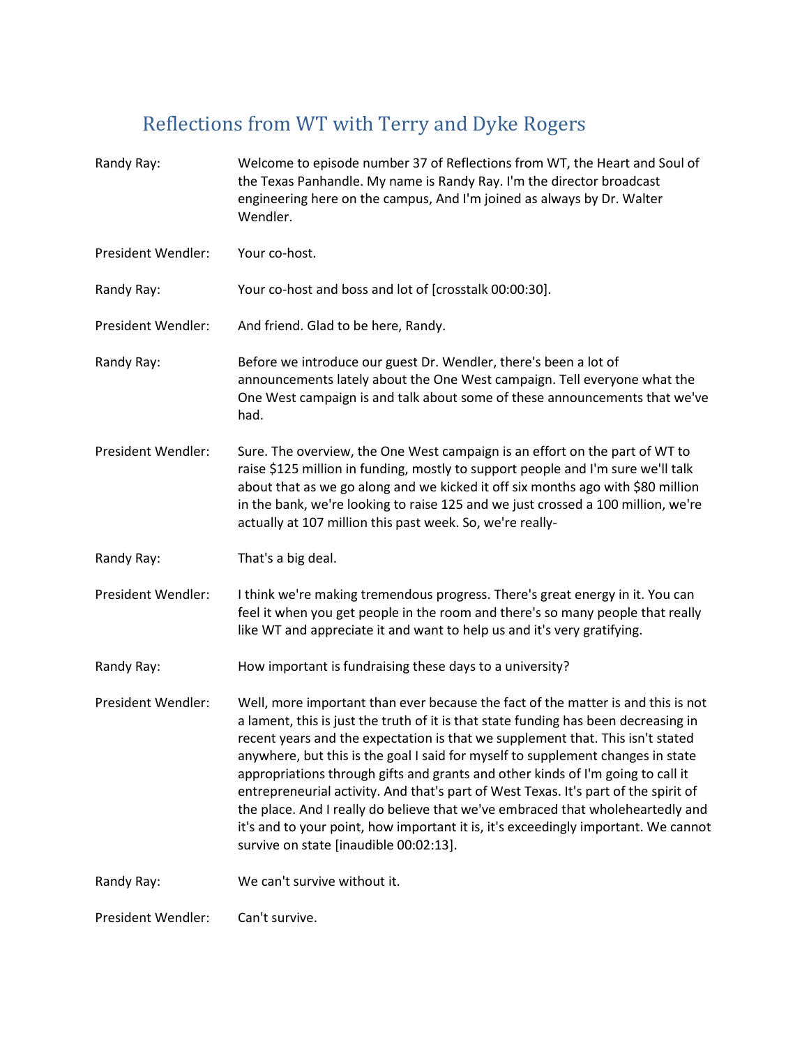# Reflections from WT with Terry and Dyke Rogers

**Randy Ray:** Welcome to episode number 37 of Reflections from WT, the Heart and Soul of the Texas Panhandle. My name is Randy Ray. I'm the director broadcast engineering here on the campus, And I'm joined as always by Dr. Walter Wendler.

**President Wendler:** Your co-host.

**Randy Ray:** Your co-host and boss and lot of [crosstalk 00:00:30].

**President Wendler:** And friend. Glad to be here, Randy.

**Randy Ray:** Before we introduce our guest Dr. Wendler, there's been a lot of announcements lately about the One West campaign. Tell everyone what the One West campaign is and talk about some of these announcements that we've had.

**President Wendler:** Sure. The overview, the One West campaign is an effort on the part of WT to raise $125 million in funding, mostly to support people and I'm sure we'll talk about that as we go along and we kicked it off six months ago with $80 million in the bank, we're looking to raise 125 and we just crossed a 100 million, we're actually at 107 million this past week. So, we're really-

**Randy Ray:** That's a big deal.

**President Wendler:** I think we're making tremendous progress. There's great energy in it. You can feel it when you get people in the room and there's so many people that really like WT and appreciate it and want to help us and it's very gratifying.

**Randy Ray:** How important is fundraising these days to a university?

**President Wendler:** Well, more important than ever because the fact of the matter is and this is not a lament, this is just the truth of it is that state funding has been decreasing in recent years and the expectation is that we supplement that. This isn't stated anywhere, but this is the goal I said for myself to supplement changes in state appropriations through gifts and grants and other kinds of I'm going to call it entrepreneurial activity. And that's part of West Texas. It's part of the spirit of the place. And I really do believe that we've embraced that wholeheartedly and it's and to your point, how important it is, it's exceedingly important. We cannot survive on state [inaudible 00:02:13].

**Randy Ray:** We can't survive without it.

**President Wendler:** Can't survive.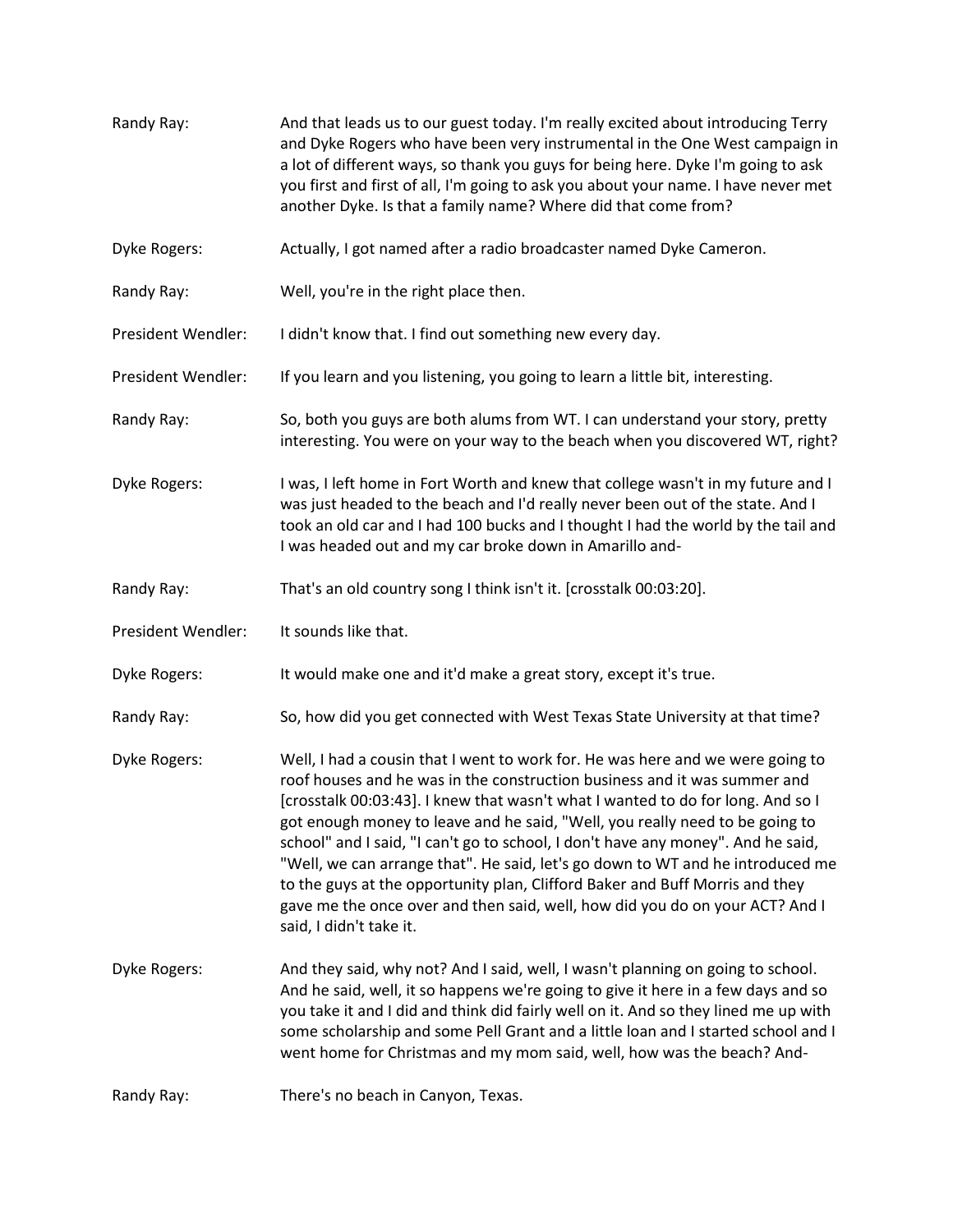**Randy Ray:** And that leads us to our guest today. I'm really excited about introducing Terry and Dyke Rogers who have been very instrumental in the One West campaign in a lot of different ways, so thank you guys for being here. Dyke I'm going to ask you first and first of all, I'm going to ask you about your name. I have never met another Dyke. Is that a family name? Where did that come from?

**Dyke Rogers:** Actually, I got named after a radio broadcaster named Dyke Cameron.

**Randy Ray:** Well, you're in the right place then.

**President Wendler:** I didn't know that. I find out something new every day.

**President Wendler:** If you learn and you listening, you going to learn a little bit, interesting.

**Randy Ray:** So, both you guys are both alums from WT. I can understand your story, pretty interesting. You were on your way to the beach when you discovered WT, right?

**Dyke Rogers:** I was, I left home in Fort Worth and knew that college wasn't in my future and I was just headed to the beach and I'd really never been out of the state. And I took an old car and I had 100 bucks and I thought I had the world by the tail and I was headed out and my car broke down in Amarillo and-

**Randy Ray:** That's an old country song I think isn't it. [crosstalk 00:03:20].

**President Wendler:** It sounds like that.

**Dyke Rogers:** It would make one and it'd make a great story, except it's true.

**Randy Ray:** So, how did you get connected with West Texas State University at that time?

**Dyke Rogers:** Well, I had a cousin that I went to work for. He was here and we were going to roof houses and he was in the construction business and it was summer and [crosstalk 00:03:43]. I knew that wasn't what I wanted to do for long. And so I got enough money to leave and he said, "Well, you really need to be going to school" and I said, "I can't go to school, I don't have any money". And he said, "Well, we can arrange that". He said, let's go down to WT and he introduced me to the guys at the opportunity plan, Clifford Baker and Buff Morris and they gave me the once over and then said, well, how did you do on your ACT? And I said, I didn't take it.

**Dyke Rogers:** And they said, why not? And I said, well, I wasn't planning on going to school. And he said, well, it so happens we're going to give it here in a few days and so you take it and I did and think did fairly well on it. And so they lined me up with some scholarship and some Pell Grant and a little loan and I started school and I went home for Christmas and my mom said, well, how was the beach? And-

**Randy Ray:** There's no beach in Canyon, Texas.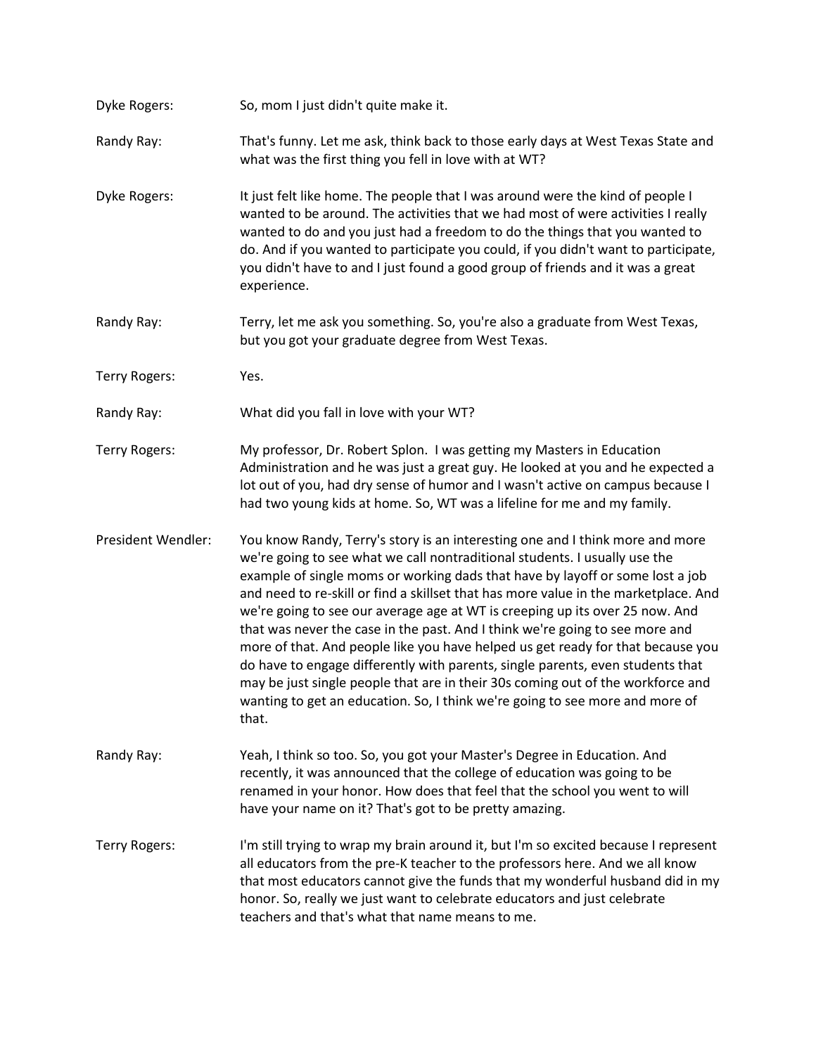Dyke Rogers: So, mom I just didn't quite make it.

Randy Ray: That's funny. Let me ask, think back to those early days at West Texas State and what was the first thing you fell in love with at WT?

Dyke Rogers: It just felt like home. The people that I was around were the kind of people I wanted to be around. The activities that we had most of were activities I really wanted to do and you just had a freedom to do the things that you wanted to do. And if you wanted to participate you could, if you didn't want to participate, you didn't have to and I just found a good group of friends and it was a great experience.

Randy Ray: Terry, let me ask you something. So, you're also a graduate from West Texas, but you got your graduate degree from West Texas.

Terry Rogers: Yes.

Randy Ray: What did you fall in love with your WT?

Terry Rogers: My professor, Dr. Robert Splon. I was getting my Masters in Education Administration and he was just a great guy. He looked at you and he expected a lot out of you, had dry sense of humor and I wasn't active on campus because I had two young kids at home. So, WT was a lifeline for me and my family.

President Wendler: You know Randy, Terry's story is an interesting one and I think more and more we're going to see what we call nontraditional students. I usually use the example of single moms or working dads that have by layoff or some lost a job and need to re-skill or find a skillset that has more value in the marketplace. And we're going to see our average age at WT is creeping up its over 25 now. And that was never the case in the past. And I think we're going to see more and more of that. And people like you have helped us get ready for that because you do have to engage differently with parents, single parents, even students that may be just single people that are in their 30s coming out of the workforce and wanting to get an education. So, I think we're going to see more and more of that.

Randy Ray: Yeah, I think so too. So, you got your Master's Degree in Education. And recently, it was announced that the college of education was going to be renamed in your honor. How does that feel that the school you went to will have your name on it? That's got to be pretty amazing.

Terry Rogers: I'm still trying to wrap my brain around it, but I'm so excited because I represent all educators from the pre-K teacher to the professors here. And we all know that most educators cannot give the funds that my wonderful husband did in my honor. So, really we just want to celebrate educators and just celebrate teachers and that's what that name means to me.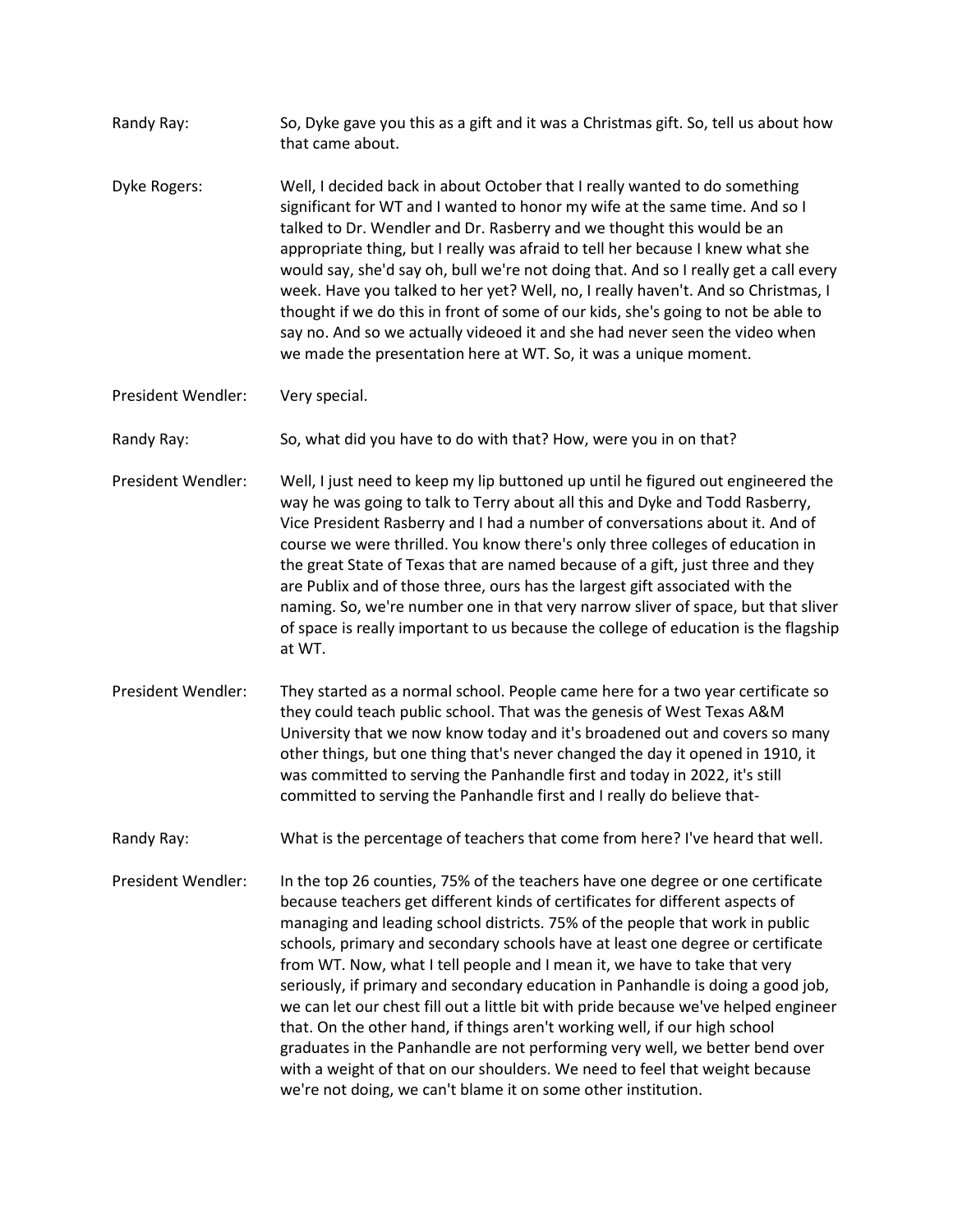Randy Ray: So, Dyke gave you this as a gift and it was a Christmas gift. So, tell us about how that came about.

Dyke Rogers: Well, I decided back in about October that I really wanted to do something significant for WT and I wanted to honor my wife at the same time. And so I talked to Dr. Wendler and Dr. Rasberry and we thought this would be an appropriate thing, but I really was afraid to tell her because I knew what she would say, she'd say oh, bull we're not doing that. And so I really get a call every week. Have you talked to her yet? Well, no, I really haven't. And so Christmas, I thought if we do this in front of some of our kids, she's going to not be able to say no. And so we actually videoed it and she had never seen the video when we made the presentation here at WT. So, it was a unique moment.

President Wendler: Very special.

Randy Ray: So, what did you have to do with that? How, were you in on that?

President Wendler: Well, I just need to keep my lip buttoned up until he figured out engineered the way he was going to talk to Terry about all this and Dyke and Todd Rasberry, Vice President Rasberry and I had a number of conversations about it. And of course we were thrilled. You know there's only three colleges of education in the great State of Texas that are named because of a gift, just three and they are Publix and of those three, ours has the largest gift associated with the naming. So, we're number one in that very narrow sliver of space, but that sliver of space is really important to us because the college of education is the flagship at WT.

President Wendler: They started as a normal school. People came here for a two year certificate so they could teach public school. That was the genesis of West Texas A&M University that we now know today and it's broadened out and covers so many other things, but one thing that's never changed the day it opened in 1910, it was committed to serving the Panhandle first and today in 2022, it's still committed to serving the Panhandle first and I really do believe that-

Randy Ray: What is the percentage of teachers that come from here? I've heard that well.

President Wendler: In the top 26 counties, 75% of the teachers have one degree or one certificate because teachers get different kinds of certificates for different aspects of managing and leading school districts. 75% of the people that work in public schools, primary and secondary schools have at least one degree or certificate from WT. Now, what I tell people and I mean it, we have to take that very seriously, if primary and secondary education in Panhandle is doing a good job, we can let our chest fill out a little bit with pride because we've helped engineer that. On the other hand, if things aren't working well, if our high school graduates in the Panhandle are not performing very well, we better bend over with a weight of that on our shoulders. We need to feel that weight because we're not doing, we can't blame it on some other institution.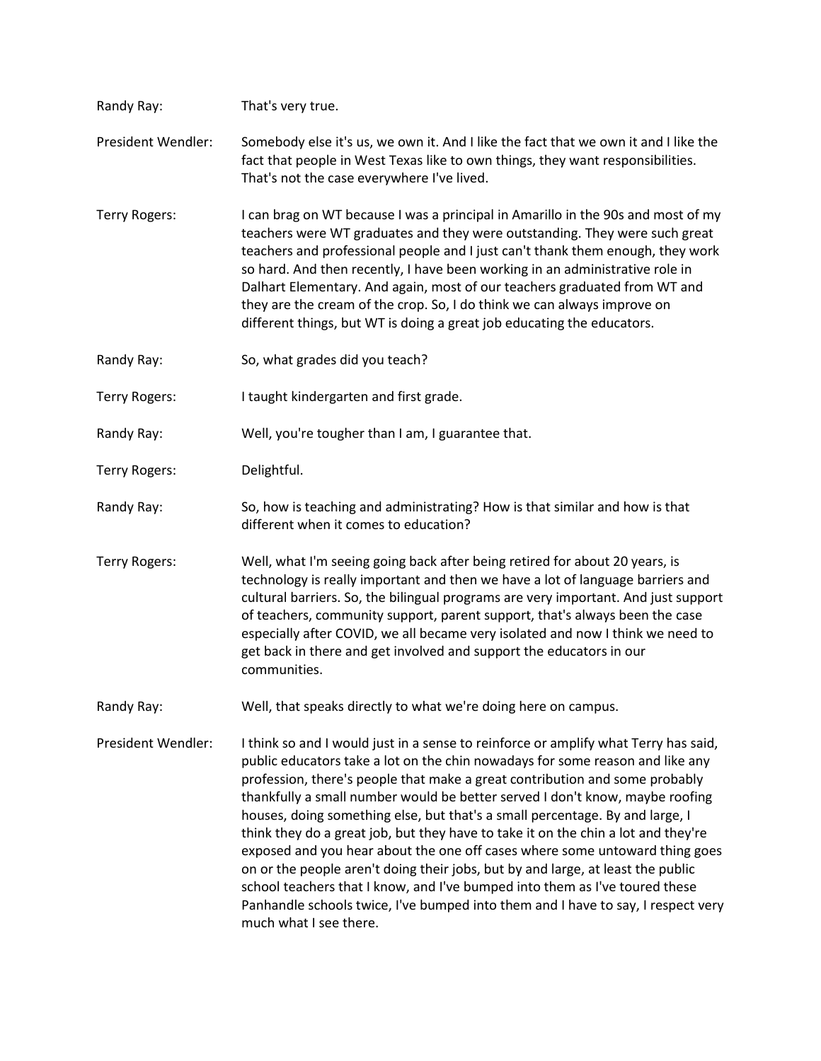Randy Ray: That's very true.

President Wendler: Somebody else it's us, we own it. And I like the fact that we own it and I like the fact that people in West Texas like to own things, they want responsibilities. That's not the case everywhere I've lived.

Terry Rogers: I can brag on WT because I was a principal in Amarillo in the 90s and most of my teachers were WT graduates and they were outstanding. They were such great teachers and professional people and I just can't thank them enough, they work so hard. And then recently, I have been working in an administrative role in Dalhart Elementary. And again, most of our teachers graduated from WT and they are the cream of the crop. So, I do think we can always improve on different things, but WT is doing a great job educating the educators.

Randy Ray: So, what grades did you teach?

Terry Rogers: I taught kindergarten and first grade.

Randy Ray: Well, you're tougher than I am, I guarantee that.

Terry Rogers: Delightful.

Randy Ray: So, how is teaching and administrating? How is that similar and how is that different when it comes to education?

Terry Rogers: Well, what I'm seeing going back after being retired for about 20 years, is technology is really important and then we have a lot of language barriers and cultural barriers. So, the bilingual programs are very important. And just support of teachers, community support, parent support, that's always been the case especially after COVID, we all became very isolated and now I think we need to get back in there and get involved and support the educators in our communities.

Randy Ray: Well, that speaks directly to what we're doing here on campus.

President Wendler: I think so and I would just in a sense to reinforce or amplify what Terry has said, public educators take a lot on the chin nowadays for some reason and like any profession, there's people that make a great contribution and some probably thankfully a small number would be better served I don't know, maybe roofing houses, doing something else, but that's a small percentage. By and large, I think they do a great job, but they have to take it on the chin a lot and they're exposed and you hear about the one off cases where some untoward thing goes on or the people aren't doing their jobs, but by and large, at least the public school teachers that I know, and I've bumped into them as I've toured these Panhandle schools twice, I've bumped into them and I have to say, I respect very much what I see there.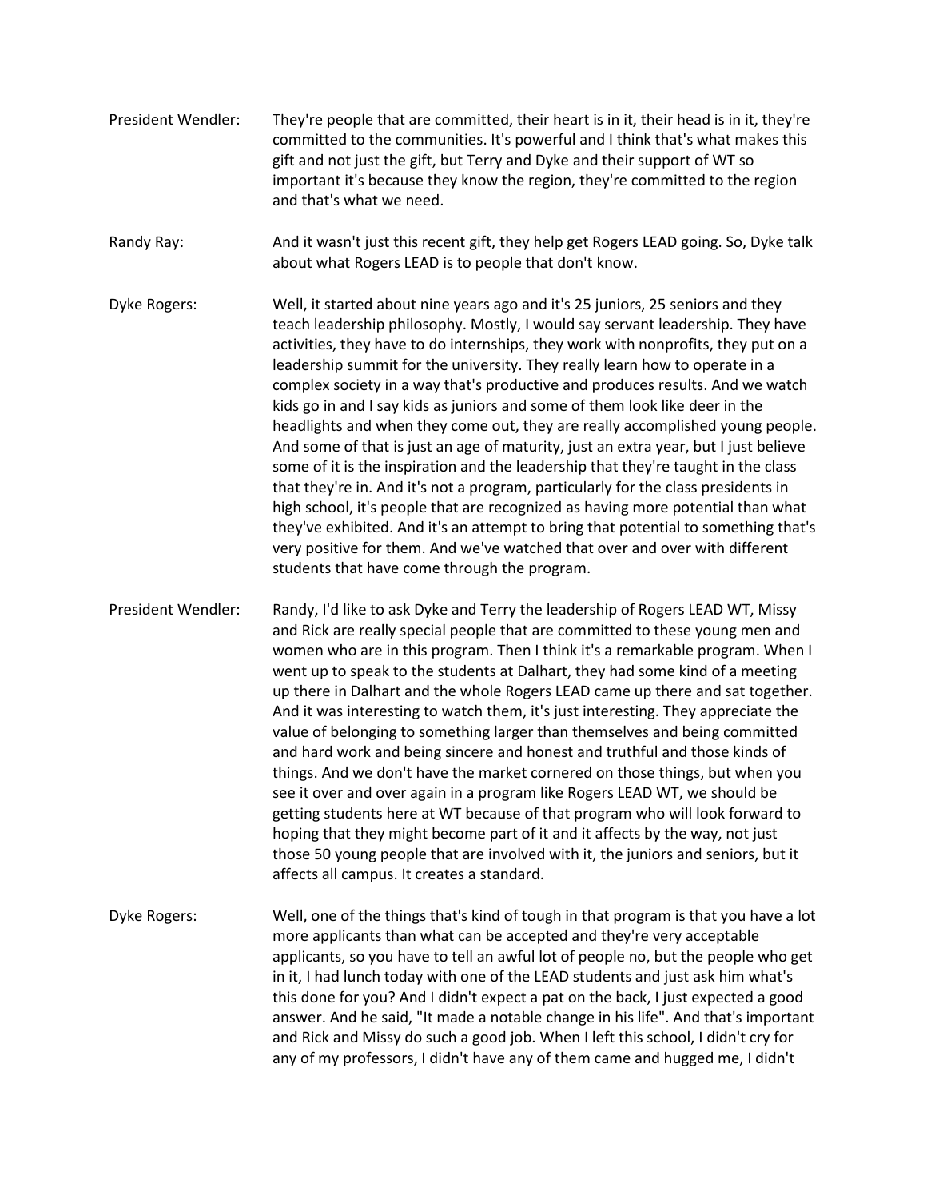President Wendler: They're people that are committed, their heart is in it, their head is in it, they're committed to the communities. It's powerful and I think that's what makes this gift and not just the gift, but Terry and Dyke and their support of WT so important it's because they know the region, they're committed to the region and that's what we need.

Randy Ray: And it wasn't just this recent gift, they help get Rogers LEAD going. So, Dyke talk about what Rogers LEAD is to people that don't know.

Dyke Rogers: Well, it started about nine years ago and it's 25 juniors, 25 seniors and they teach leadership philosophy. Mostly, I would say servant leadership. They have activities, they have to do internships, they work with nonprofits, they put on a leadership summit for the university. They really learn how to operate in a complex society in a way that's productive and produces results. And we watch kids go in and I say kids as juniors and some of them look like deer in the headlights and when they come out, they are really accomplished young people. And some of that is just an age of maturity, just an extra year, but I just believe some of it is the inspiration and the leadership that they're taught in the class that they're in. And it's not a program, particularly for the class presidents in high school, it's people that are recognized as having more potential than what they've exhibited. And it's an attempt to bring that potential to something that's very positive for them. And we've watched that over and over with different students that have come through the program.

President Wendler: Randy, I'd like to ask Dyke and Terry the leadership of Rogers LEAD WT, Missy and Rick are really special people that are committed to these young men and women who are in this program. Then I think it's a remarkable program. When I went up to speak to the students at Dalhart, they had some kind of a meeting up there in Dalhart and the whole Rogers LEAD came up there and sat together. And it was interesting to watch them, it's just interesting. They appreciate the value of belonging to something larger than themselves and being committed and hard work and being sincere and honest and truthful and those kinds of things. And we don't have the market cornered on those things, but when you see it over and over again in a program like Rogers LEAD WT, we should be getting students here at WT because of that program who will look forward to hoping that they might become part of it and it affects by the way, not just those 50 young people that are involved with it, the juniors and seniors, but it affects all campus. It creates a standard.

Dyke Rogers: Well, one of the things that's kind of tough in that program is that you have a lot more applicants than what can be accepted and they're very acceptable applicants, so you have to tell an awful lot of people no, but the people who get in it, I had lunch today with one of the LEAD students and just ask him what's this done for you? And I didn't expect a pat on the back, I just expected a good answer. And he said, "It made a notable change in his life". And that's important and Rick and Missy do such a good job. When I left this school, I didn't cry for any of my professors, I didn't have any of them came and hugged me, I didn't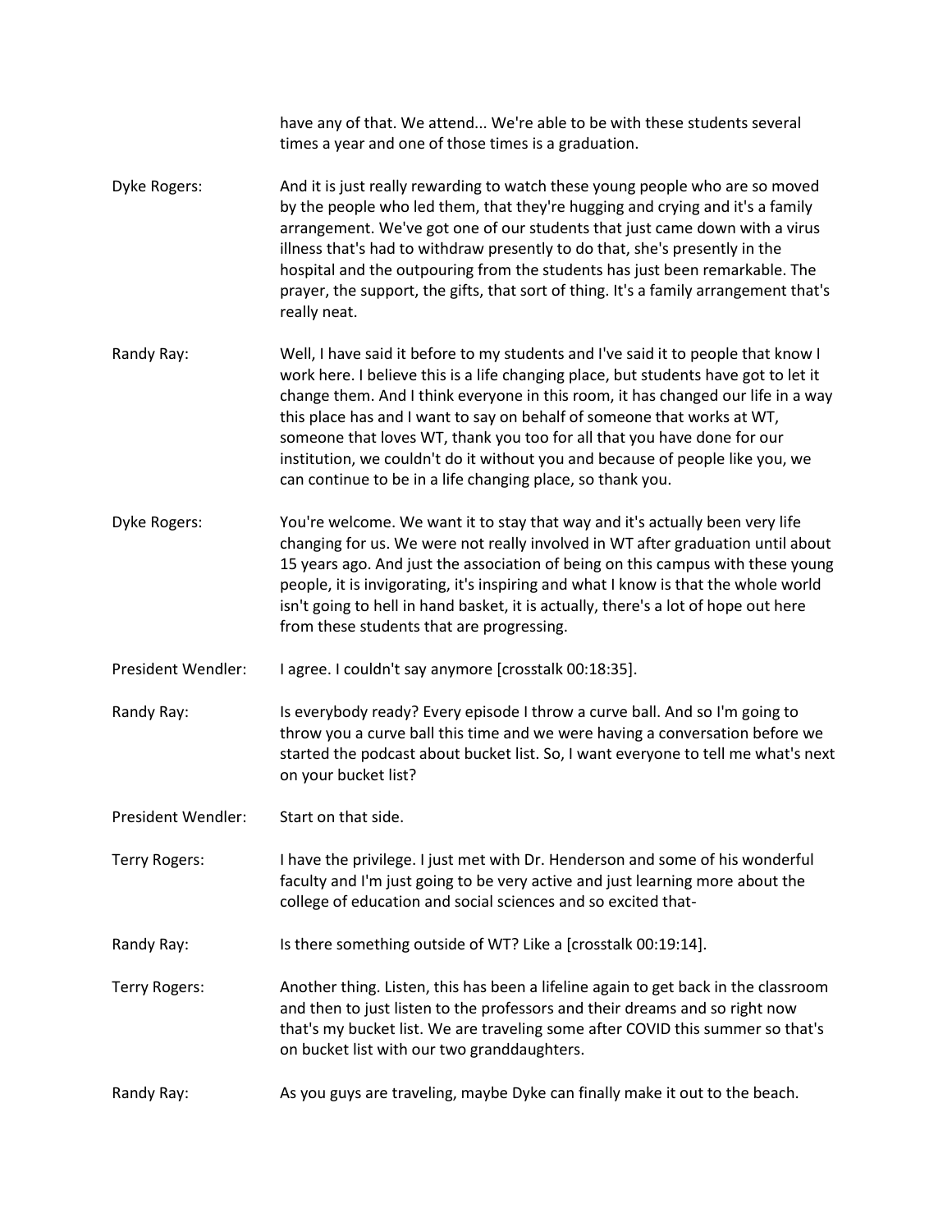have any of that. We attend... We're able to be with these students several times a year and one of those times is a graduation.

Dyke Rogers: And it is just really rewarding to watch these young people who are so moved by the people who led them, that they're hugging and crying and it's a family arrangement. We've got one of our students that just came down with a virus illness that's had to withdraw presently to do that, she's presently in the hospital and the outpouring from the students has just been remarkable. The prayer, the support, the gifts, that sort of thing. It's a family arrangement that's really neat.

Randy Ray: Well, I have said it before to my students and I've said it to people that know I work here. I believe this is a life changing place, but students have got to let it change them. And I think everyone in this room, it has changed our life in a way this place has and I want to say on behalf of someone that works at WT, someone that loves WT, thank you too for all that you have done for our institution, we couldn't do it without you and because of people like you, we can continue to be in a life changing place, so thank you.

Dyke Rogers: You're welcome. We want it to stay that way and it's actually been very life changing for us. We were not really involved in WT after graduation until about 15 years ago. And just the association of being on this campus with these young people, it is invigorating, it's inspiring and what I know is that the whole world isn't going to hell in hand basket, it is actually, there's a lot of hope out here from these students that are progressing.

President Wendler: I agree. I couldn't say anymore [crosstalk 00:18:35].

Randy Ray: Is everybody ready? Every episode I throw a curve ball. And so I'm going to throw you a curve ball this time and we were having a conversation before we started the podcast about bucket list. So, I want everyone to tell me what's next on your bucket list?

President Wendler: Start on that side.

Terry Rogers: I have the privilege. I just met with Dr. Henderson and some of his wonderful faculty and I'm just going to be very active and just learning more about the college of education and social sciences and so excited that-

Randy Ray: Is there something outside of WT? Like a [crosstalk 00:19:14].

Terry Rogers: Another thing. Listen, this has been a lifeline again to get back in the classroom and then to just listen to the professors and their dreams and so right now that's my bucket list. We are traveling some after COVID this summer so that's on bucket list with our two granddaughters.

Randy Ray: As you guys are traveling, maybe Dyke can finally make it out to the beach.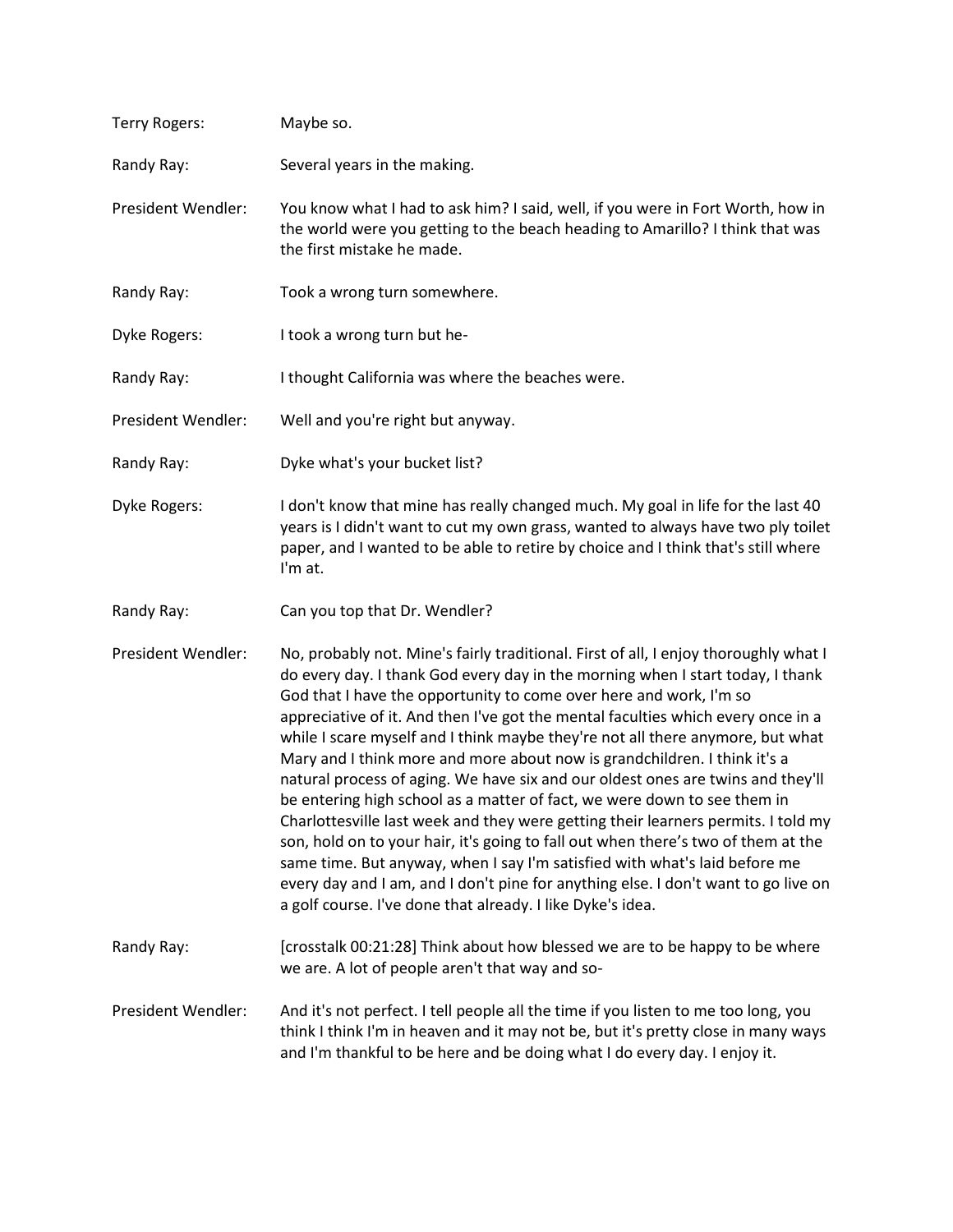Terry Rogers: Maybe so.

Randy Ray: Several years in the making.

President Wendler: You know what I had to ask him? I said, well, if you were in Fort Worth, how in the world were you getting to the beach heading to Amarillo? I think that was the first mistake he made.

Randy Ray: Took a wrong turn somewhere.

Dyke Rogers: I took a wrong turn but he-

Randy Ray: I thought California was where the beaches were.

President Wendler: Well and you're right but anyway.

Randy Ray: Dyke what's your bucket list?

Dyke Rogers: I don't know that mine has really changed much. My goal in life for the last 40 years is I didn't want to cut my own grass, wanted to always have two ply toilet paper, and I wanted to be able to retire by choice and I think that's still where I'm at.

Randy Ray: Can you top that Dr. Wendler?

President Wendler: No, probably not. Mine's fairly traditional. First of all, I enjoy thoroughly what I do every day. I thank God every day in the morning when I start today, I thank God that I have the opportunity to come over here and work, I'm so appreciative of it. And then I've got the mental faculties which every once in a while I scare myself and I think maybe they're not all there anymore, but what Mary and I think more and more about now is grandchildren. I think it's a natural process of aging. We have six and our oldest ones are twins and they'll be entering high school as a matter of fact, we were down to see them in Charlottesville last week and they were getting their learners permits. I told my son, hold on to your hair, it's going to fall out when there's two of them at the same time. But anyway, when I say I'm satisfied with what's laid before me every day and I am, and I don't pine for anything else. I don't want to go live on a golf course. I've done that already. I like Dyke's idea.

Randy Ray: [crosstalk 00:21:28] Think about how blessed we are to be happy to be where we are. A lot of people aren't that way and so-

President Wendler: And it's not perfect. I tell people all the time if you listen to me too long, you think I think I'm in heaven and it may not be, but it's pretty close in many ways and I'm thankful to be here and be doing what I do every day. I enjoy it.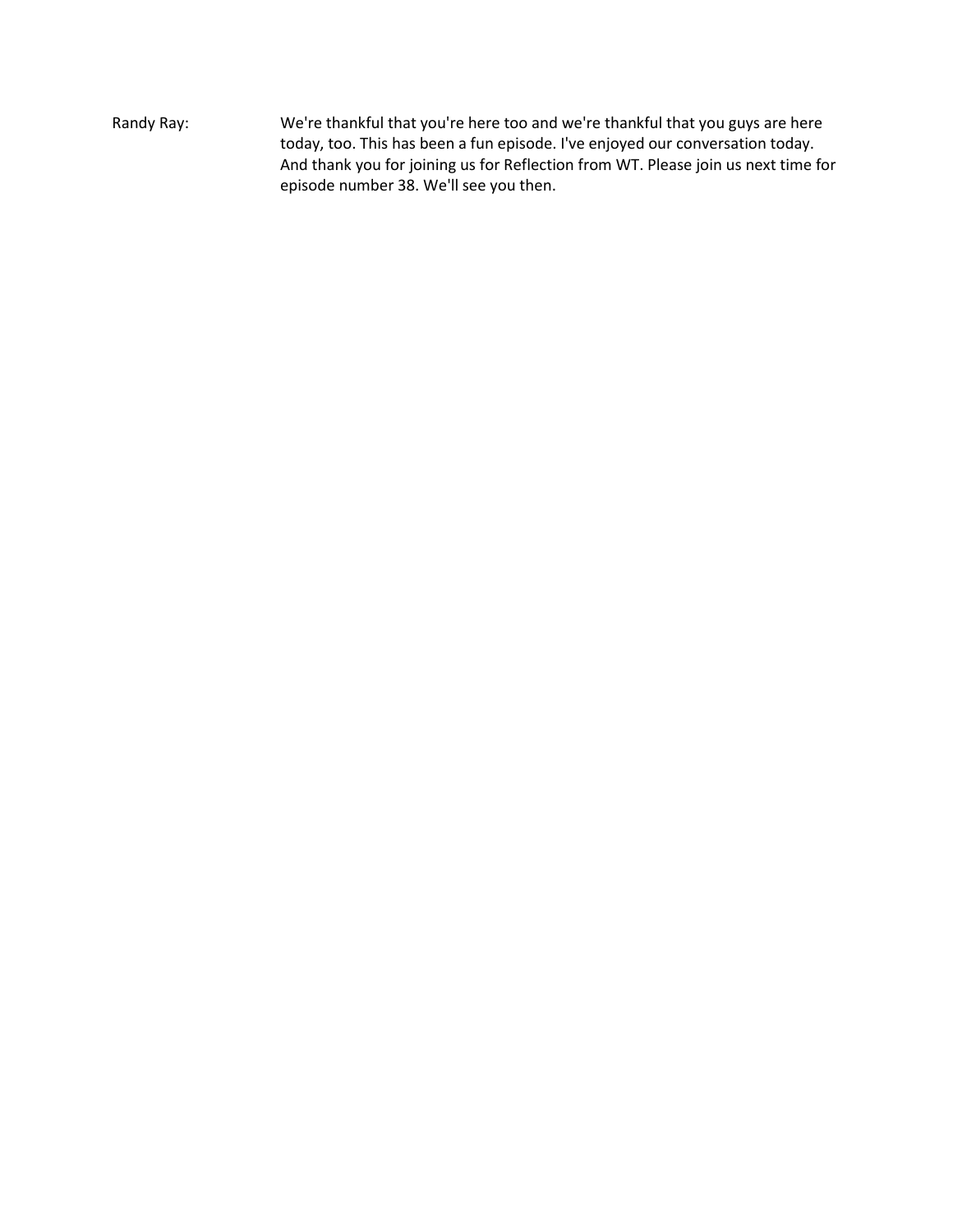Randy Ray: We're thankful that you're here too and we're thankful that you guys are here today, too. This has been a fun episode. I've enjoyed our conversation today. And thank you for joining us for Reflection from WT. Please join us next time for episode number 38. We'll see you then.